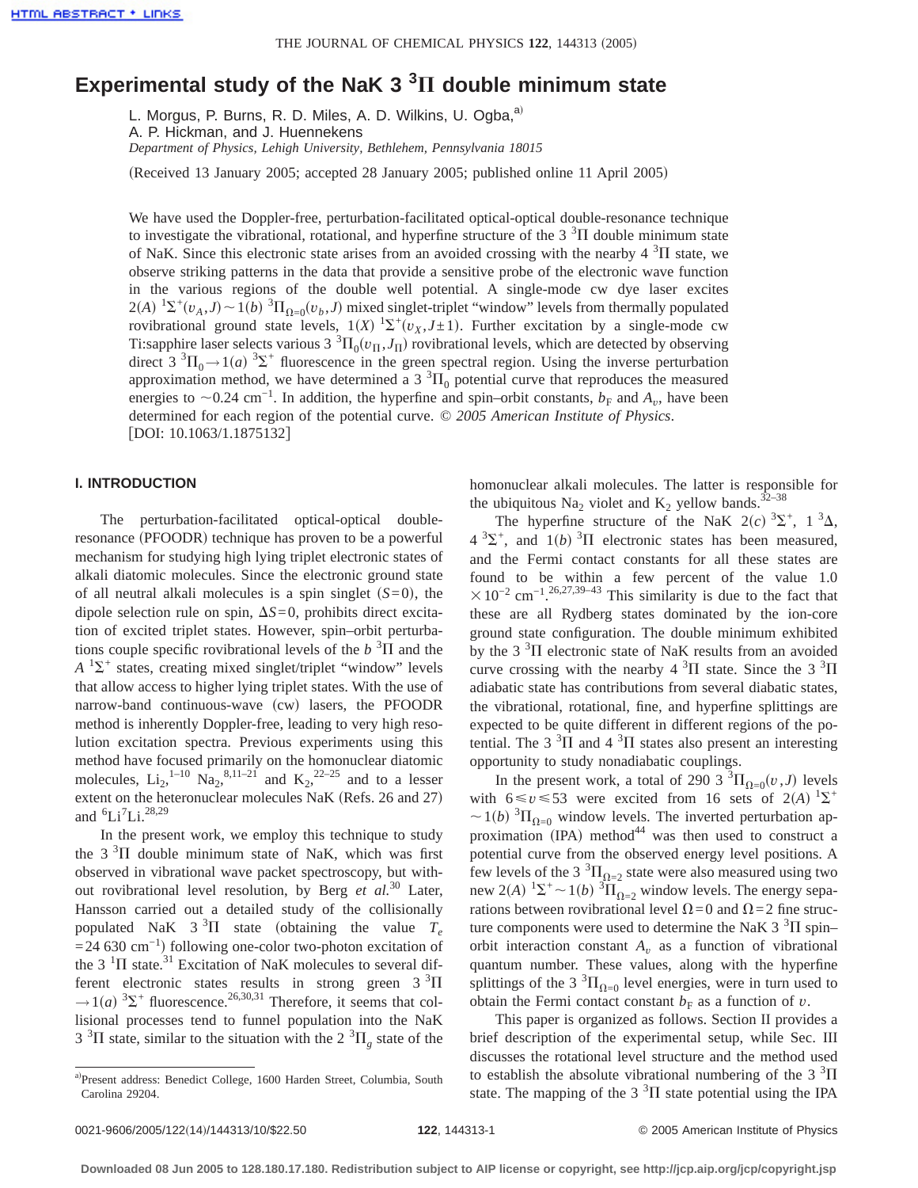# Experimental study of the NaK 3 $^3\Pi$ double minimum state

L. Morgus, P. Burns, R. D. Miles, A. D. Wilkins, U. Ogba,[a]
A. P. Hickman, and J. Huennekens
*Department of Physics, Lehigh University, Bethlehem, Pennsylvania 18015*

(Received 13 January 2005; accepted 28 January 2005; published online 11 April 2005)

We have used the Doppler-free, perturbation-facilitated optical-optical double-resonance technique to investigate the vibrational, rotational, and hyperfine structure of the 3 $^3\Pi$ double minimum state of NaK. Since this electronic state arises from an avoided crossing with the nearby 4 $^3\Pi$ state, we observe striking patterns in the data that provide a sensitive probe of the electronic wave function in the various regions of the double well potential. A single-mode cw dye laser excites $2(A)\ ^1\Sigma^+(v_A,J) \sim 1(b)\ ^3\Pi_{\Omega=0}(v_b,J)$ mixed singlet-triplet "window" levels from thermally populated rovibrational ground state levels, $1(X)\ ^1\Sigma^+(v_X,J\pm 1)$. Further excitation by a single-mode cw Ti:sapphire laser selects various 3 $^3\Pi_0(v_\Pi,J_\Pi)$ rovibrational levels, which are detected by observing direct 3 $^3\Pi_0 \rightarrow 1(a)\ ^3\Sigma^+$ fluorescence in the green spectral region. Using the inverse perturbation approximation method, we have determined a 3 $^3\Pi_0$ potential curve that reproduces the measured energies to $\sim 0.24$ cm$^{-1}$. In addition, the hyperfine and spin–orbit constants, $b_F$ and $A_v$, have been determined for each region of the potential curve. © *2005 American Institute of Physics*. [DOI: 10.1063/1.1875132]

## I. INTRODUCTION

The perturbation-facilitated optical-optical double-resonance (PFOODR) technique has proven to be a powerful mechanism for studying high lying triplet electronic states of alkali diatomic molecules. Since the electronic ground state of all neutral alkali molecules is a spin singlet ($S=0$), the dipole selection rule on spin, $\Delta S=0$, prohibits direct excitation of excited triplet states. However, spin–orbit perturbations couple specific rovibrational levels of the $b\ ^3\Pi$ and the $A\ ^1\Sigma^+$ states, creating mixed singlet/triplet "window" levels that allow access to higher lying triplet states. With the use of narrow-band continuous-wave (cw) lasers, the PFOODR method is inherently Doppler-free, leading to very high resolution excitation spectra. Previous experiments using this method have focused primarily on the homonuclear diatomic molecules, $Li_2$,[1–10] $Na_2$,[8,11–21] and $K_2$,[22–25] and to a lesser extent on the heteronuclear molecules NaK (Refs. 26 and 27) and $^6$Li$^7$Li.[28,29]

In the present work, we employ this technique to study the 3 $^3\Pi$ double minimum state of NaK, which was first observed in vibrational wave packet spectroscopy, but without rovibrational level resolution, by Berg *et al.*[30] Later, Hansson carried out a detailed study of the collisionally populated NaK 3 $^3\Pi$ state (obtaining the value $T_e = 24\,630$ cm$^{-1}$) following one-color two-photon excitation of the 3 $^1\Pi$ state.[31] Excitation of NaK molecules to several different electronic states results in strong green 3 $^3\Pi \rightarrow 1(a)\ ^3\Sigma^+$ fluorescence.[26,30,31] Therefore, it seems that collisional processes tend to funnel population into the NaK 3 $^3\Pi$ state, similar to the situation with the 2 $^3\Pi_g$ state of the homonuclear alkali molecules. The latter is responsible for the ubiquitous $Na_2$ violet and $K_2$ yellow bands.[32–38]

The hyperfine structure of the NaK $2(c)\ ^3\Sigma^+$, 1 $^3\Delta$, 4 $^3\Sigma^+$, and $1(b)\ ^3\Pi$ electronic states has been measured, and the Fermi contact constants for all these states are found to be within a few percent of the value $1.0 \times 10^{-2}$ cm$^{-1}$.[26,27,39–43] This similarity is due to the fact that these are all Rydberg states dominated by the ion-core ground state configuration. The double minimum exhibited by the 3 $^3\Pi$ electronic state of NaK results from an avoided curve crossing with the nearby 4 $^3\Pi$ state. Since the 3 $^3\Pi$ adiabatic state has contributions from several diabatic states, the vibrational, rotational, fine, and hyperfine splittings are expected to be quite different in different regions of the potential. The 3 $^3\Pi$ and 4 $^3\Pi$ states also present an interesting opportunity to study nonadiabatic couplings.

In the present work, a total of 290 3 $^3\Pi_{\Omega=0}(v,J)$ levels with $6 \leq v \leq 53$ were excited from 16 sets of $2(A)\ ^1\Sigma^+ \sim 1(b)\ ^3\Pi_{\Omega=0}$ window levels. The inverted perturbation approximation (IPA) method[44] was then used to construct a potential curve from the observed energy level positions. A few levels of the 3 $^3\Pi_{\Omega=2}$ state were also measured using two new $2(A)\ ^1\Sigma^+ \sim 1(b)\ ^3\Pi_{\Omega=2}$ window levels. The energy separations between rovibrational level $\Omega=0$ and $\Omega=2$ fine structure components were used to determine the NaK 3 $^3\Pi$ spin–orbit interaction constant $A_v$ as a function of vibrational quantum number. These values, along with the hyperfine splittings of the 3 $^3\Pi_{\Omega=0}$ level energies, were in turn used to obtain the Fermi contact constant $b_F$ as a function of $v$.

This paper is organized as follows. Section II provides a brief description of the experimental setup, while Sec. III discusses the rotational level structure and the method used to establish the absolute vibrational numbering of the 3 $^3\Pi$ state. The mapping of the 3 $^3\Pi$ state potential using the IPA

[a]Present address: Benedict College, 1600 Harden Street, Columbia, South Carolina 29204.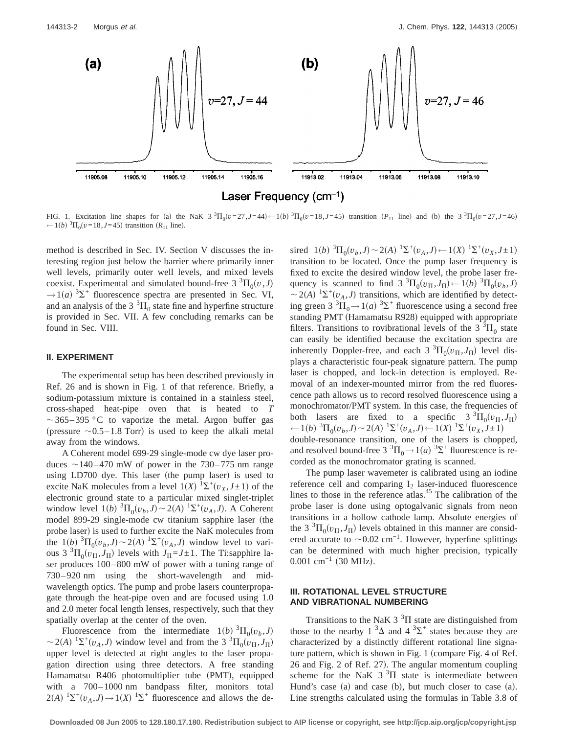FIG. 1. Excitation line shapes for (a) the NaK $3\,^3\Pi_0(v=27, J=44) \leftarrow 1(b)\,^3\Pi_0(v=18, J=45)$ transition ($P_{11}$ line) and (b) the $3\,^3\Pi_0(v=27, J=46) \leftarrow 1(b)\,^3\Pi_0(v=18, J=45)$ transition ($R_{11}$ line).

method is described in Sec. IV. Section V discusses the interesting region just below the barrier where primarily inner well levels, primarily outer well levels, and mixed levels coexist. Experimental and simulated bound-free $3\,^3\Pi_0(v,J) \rightarrow 1(a)\,^3\Sigma^+$ fluorescence spectra are presented in Sec. VI, and an analysis of the $3\,^3\Pi_0$ state fine and hyperfine structure is provided in Sec. VII. A few concluding remarks can be found in Sec. VIII.

## II. EXPERIMENT

The experimental setup has been described previously in Ref. 26 and is shown in Fig. 1 of that reference. Briefly, a sodium-potassium mixture is contained in a stainless steel, cross-shaped heat-pipe oven that is heated to $T \sim 365$–$395\,°\mathrm{C}$ to vaporize the metal. Argon buffer gas (pressure $\sim 0.5$–$1.8$ Torr) is used to keep the alkali metal away from the windows.

A Coherent model 699-29 single-mode cw dye laser produces $\sim 140$–$470$ mW of power in the 730–775 nm range using LD700 dye. This laser (the pump laser) is used to excite NaK molecules from a level $1(X)\,^1\Sigma^+(v_X, J\pm 1)$ of the electronic ground state to a particular mixed singlet-triplet window level $1(b)\,^3\Pi_0(v_b, J) \sim 2(A)\,^1\Sigma^+(v_A, J)$. A Coherent model 899-29 single-mode cw titanium sapphire laser (the probe laser) is used to further excite the NaK molecules from the $1(b)\,^3\Pi_0(v_b, J) \sim 2(A)\,^1\Sigma^+(v_A, J)$ window level to various $3\,^3\Pi_0(v_\Pi, J_\Pi)$ levels with $J_\Pi = J\pm 1$. The Ti:sapphire laser produces 100–800 mW of power with a tuning range of 730–920 nm using the short-wavelength and mid-wavelength optics. The pump and probe lasers counterpropagate through the heat-pipe oven and are focused using 1.0 and 2.0 meter focal length lenses, respectively, such that they spatially overlap at the center of the oven.

Fluorescence from the intermediate $1(b)\,^3\Pi_0(v_b, J) \sim 2(A)\,^1\Sigma^+(v_A, J)$ window level and from the $3\,^3\Pi_0(v_\Pi, J_\Pi)$ upper level is detected at right angles to the laser propagation direction using three detectors. A free standing Hamamatsu R406 photomultiplier tube (PMT), equipped with a 700–1000 nm bandpass filter, monitors total $2(A)\,^1\Sigma^+(v_A, J) \rightarrow 1(X)\,^1\Sigma^+$ fluorescence and allows the desired $1(b)\,^3\Pi_0(v_b, J) \sim 2(A)\,^1\Sigma^+(v_A, J) \leftarrow 1(X)\,^1\Sigma^+(v_X, J\pm 1)$ transition to be located. Once the pump laser frequency is fixed to excite the desired window level, the probe laser frequency is scanned to find $3\,^3\Pi_0(v_\Pi, J_\Pi) \leftarrow 1(b)\,^3\Pi_0(v_b, J) \sim 2(A)\,^1\Sigma^+(v_A, J)$ transitions, which are identified by detecting green $3\,^3\Pi_0 \rightarrow 1(a)\,^3\Sigma^+$ fluorescence using a second free standing PMT (Hamamatsu R928) equipped with appropriate filters. Transitions to rovibrational levels of the $3\,^3\Pi_0$ state can easily be identified because the excitation spectra are inherently Doppler-free, and each $3\,^3\Pi_0(v_\Pi, J_\Pi)$ level displays a characteristic four-peak signature pattern. The pump laser is chopped, and lock-in detection is employed. Removal of an indexer-mounted mirror from the red fluorescence path allows us to record resolved fluorescence using a monochromator/PMT system. In this case, the frequencies of both lasers are fixed to a specific $3\,^3\Pi_0(v_\Pi, J_\Pi) \leftarrow 1(b)\,^3\Pi_0(v_b, J) \sim 2(A)\,^1\Sigma^+(v_A, J) \leftarrow 1(X)\,^1\Sigma^+(v_X, J\pm 1)$ double-resonance transition, one of the lasers is chopped, and resolved bound-free $3\,^3\Pi_0 \rightarrow 1(a)\,^3\Sigma^+$ fluorescence is recorded as the monochromator grating is scanned.

The pump laser wavemeter is calibrated using an iodine reference cell and comparing $I_2$ laser-induced fluorescence lines to those in the reference atlas.[45] The calibration of the probe laser is done using optogalvanic signals from neon transitions in a hollow cathode lamp. Absolute energies of the $3\,^3\Pi_0(v_\Pi, J_\Pi)$ levels obtained in this manner are considered accurate to $\sim 0.02$ cm$^{-1}$. However, hyperfine splittings can be determined with much higher precision, typically $0.001$ cm$^{-1}$ (30 MHz).

## III. ROTATIONAL LEVEL STRUCTURE AND VIBRATIONAL NUMBERING

Transitions to the NaK $3\,^3\Pi$ state are distinguished from those to the nearby $1\,^3\Delta$ and $4\,^3\Sigma^+$ states because they are characterized by a distinctly different rotational line signature pattern, which is shown in Fig. 1 (compare Fig. 4 of Ref. 26 and Fig. 2 of Ref. 27). The angular momentum coupling scheme for the NaK $3\,^3\Pi$ state is intermediate between Hund's case (a) and case (b), but much closer to case (a). Line strengths calculated using the formulas in Table 3.8 of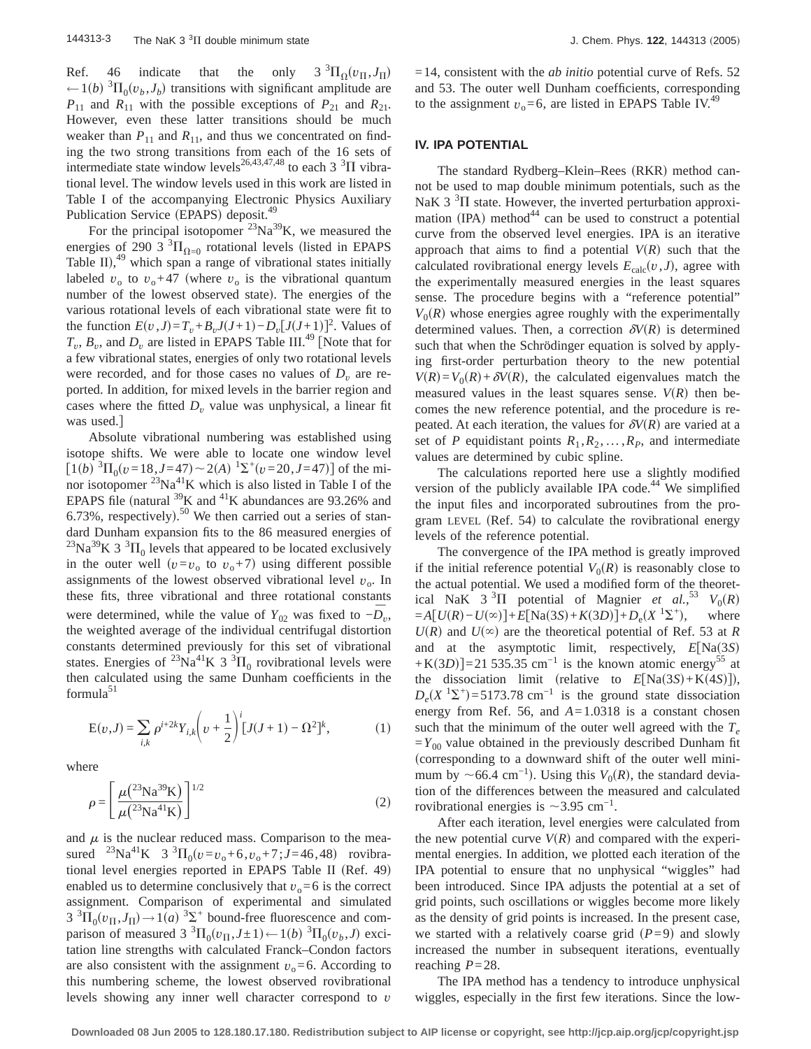Ref. 46 indicate that the only $3\,^3\Pi_\Omega(v_\Pi, J_\Pi) \leftarrow 1(b)\,^3\Pi_0(v_b, J_b)$ transitions with significant amplitude are $P_{11}$ and $R_{11}$ with the possible exceptions of $P_{21}$ and $R_{21}$. However, even these latter transitions should be much weaker than $P_{11}$ and $R_{11}$, and thus we concentrated on finding the two strong transitions from each of the 16 sets of intermediate state window levels[26,43,47,48] to each $3\,^3\Pi$ vibrational level. The window levels used in this work are listed in Table I of the accompanying Electronic Physics Auxiliary Publication Service (EPAPS) deposit.[49]

For the principal isotopomer $^{23}$Na$^{39}$K, we measured the energies of 290 $3\,^3\Pi_{\Omega=0}$ rotational levels (listed in EPAPS Table II),[49] which span a range of vibrational states initially labeled $v_o$ to $v_o+47$ (where $v_o$ is the vibrational quantum number of the lowest observed state). The energies of the various rotational levels of each vibrational state were fit to the function $E(v,J)=T_v+B_vJ(J+1)-D_v[J(J+1)]^2$. Values of $T_v$, $B_v$, and $D_v$ are listed in EPAPS Table III.[49] [Note that for a few vibrational states, energies of only two rotational levels were recorded, and for those cases no values of $D_v$ are reported. In addition, for mixed levels in the barrier region and cases where the fitted $D_v$ value was unphysical, a linear fit was used.]

Absolute vibrational numbering was established using isotope shifts. We were able to locate one window level $[1(b)\,^3\Pi_0(v=18, J=47) \sim 2(A)\,^1\Sigma^+(v=20, J=47)]$ of the minor isotopomer $^{23}$Na$^{41}$K which is also listed in Table I of the EPAPS file (natural $^{39}$K and $^{41}$K abundances are 93.26% and 6.73%, respectively).[50] We then carried out a series of standard Dunham expansion fits to the 86 measured energies of $^{23}$Na$^{39}$K $3\,^3\Pi_0$ levels that appeared to be located exclusively in the outer well ($v=v_o$ to $v_o+7$) using different possible assignments of the lowest observed vibrational level $v_o$. In these fits, three vibrational and three rotational constants were determined, while the value of $Y_{02}$ was fixed to $-\overline{D}_v$, the weighted average of the individual centrifugal distortion constants determined previously for this set of vibrational states. Energies of $^{23}$Na$^{41}$K $3\,^3\Pi_0$ rovibrational levels were then calculated using the same Dunham coefficients in the formula[51]

$$\mathrm{E}(v,J) = \sum_{i,k} \rho^{i+2k} Y_{i,k}\left(v+\frac{1}{2}\right)^i [J(J+1)-\Omega^2]^k, \tag{1}$$

where

$$\rho = \left[\frac{\mu(^{23}\mathrm{Na}^{39}\mathrm{K})}{\mu(^{23}\mathrm{Na}^{41}\mathrm{K})}\right]^{1/2} \tag{2}$$

and $\mu$ is the nuclear reduced mass. Comparison to the measured $^{23}$Na$^{41}$K $3\,^3\Pi_0(v=v_o+6, v_o+7; J=46,48)$ rovibrational level energies reported in EPAPS Table II (Ref. 49) enabled us to determine conclusively that $v_o=6$ is the correct assignment. Comparison of experimental and simulated $3\,^3\Pi_0(v_\Pi, J_\Pi) \rightarrow 1(a)\,^3\Sigma^+$ bound-free fluorescence and comparison of measured $3\,^3\Pi_0(v_\Pi, J\pm1) \leftarrow 1(b)\,^3\Pi_0(v_b, J)$ excitation line strengths with calculated Franck–Condon factors are also consistent with the assignment $v_o=6$. According to this numbering scheme, the lowest observed rovibrational levels showing any inner well character correspond to $v=14$, consistent with the *ab initio* potential curve of Refs. 52 and 53. The outer well Dunham coefficients, corresponding to the assignment $v_o=6$, are listed in EPAPS Table IV.[49]

## IV. IPA POTENTIAL

The standard Rydberg–Klein–Rees (RKR) method cannot be used to map double minimum potentials, such as the NaK $3\,^3\Pi$ state. However, the inverted perturbation approximation (IPA) method[44] can be used to construct a potential curve from the observed level energies. IPA is an iterative approach that aims to find a potential $V(R)$ such that the calculated rovibrational energy levels $E_{\mathrm{calc}}(v,J)$, agree with the experimentally measured energies in the least squares sense. The procedure begins with a "reference potential" $V_0(R)$ whose energies agree roughly with the experimentally determined values. Then, a correction $\delta V(R)$ is determined such that when the Schrödinger equation is solved by applying first-order perturbation theory to the new potential $V(R)=V_0(R)+\delta V(R)$, the calculated eigenvalues match the measured values in the least squares sense. $V(R)$ then becomes the new reference potential, and the procedure is repeated. At each iteration, the values for $\delta V(R)$ are varied at a set of $P$ equidistant points $R_1, R_2, \ldots, R_P$, and intermediate values are determined by cubic spline.

The calculations reported here use a slightly modified version of the publicly available IPA code.[44] We simplified the input files and incorporated subroutines from the program LEVEL (Ref. 54) to calculate the rovibrational energy levels of the reference potential.

The convergence of the IPA method is greatly improved if the initial reference potential $V_0(R)$ is reasonably close to the actual potential. We used a modified form of the theoretical NaK $3\,^3\Pi$ potential of Magnier *et al.*,[53] $V_0(R) = A[U(R)-U(\infty)]+E[\mathrm{Na}(3S)+K(3D)]+D_e(X\,^1\Sigma^+)$, where $U(R)$ and $U(\infty)$ are the theoretical potential of Ref. 53 at $R$ and at the asymptotic limit, respectively, $E[\mathrm{Na}(3S)+\mathrm{K}(3D)]=21\,535.35$ cm$^{-1}$ is the known atomic energy[55] at the dissociation limit (relative to $E[\mathrm{Na}(3S)+\mathrm{K}(4S)]$), $D_e(X\,^1\Sigma^+)=5173.78$ cm$^{-1}$ is the ground state dissociation energy from Ref. 56, and $A=1.0318$ is a constant chosen such that the minimum of the outer well agreed with the $T_e = Y_{00}$ value obtained in the previously described Dunham fit (corresponding to a downward shift of the outer well minimum by $\sim$66.4 cm$^{-1}$). Using this $V_0(R)$, the standard deviation of the differences between the measured and calculated rovibrational energies is $\sim$3.95 cm$^{-1}$.

After each iteration, level energies were calculated from the new potential curve $V(R)$ and compared with the experimental energies. In addition, we plotted each iteration of the IPA potential to ensure that no unphysical "wiggles" had been introduced. Since IPA adjusts the potential at a set of grid points, such oscillations or wiggles become more likely as the density of grid points is increased. In the present case, we started with a relatively coarse grid ($P=9$) and slowly increased the number in subsequent iterations, eventually reaching $P=28$.

The IPA method has a tendency to introduce unphysical wiggles, especially in the first few iterations. Since the low-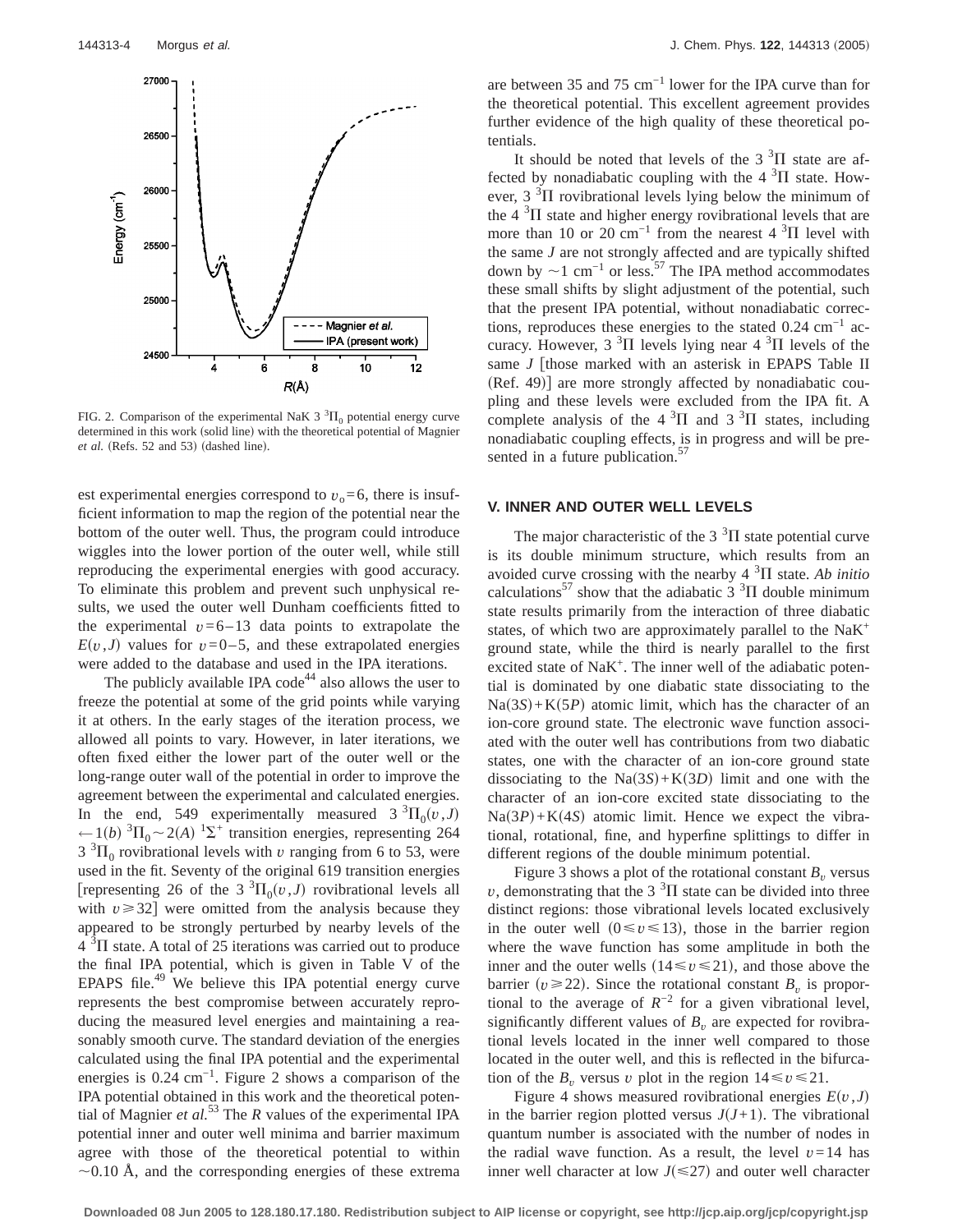FIG. 2. Comparison of the experimental NaK 3 $^3\Pi_0$ potential energy curve determined in this work (solid line) with the theoretical potential of Magnier *et al.* (Refs. 52 and 53) (dashed line).

est experimental energies correspond to $v_o=6$, there is insufficient information to map the region of the potential near the bottom of the outer well. Thus, the program could introduce wiggles into the lower portion of the outer well, while still reproducing the experimental energies with good accuracy. To eliminate this problem and prevent such unphysical results, we used the outer well Dunham coefficients fitted to the experimental $v=6$–13 data points to extrapolate the $E(v,J)$ values for $v=0$–5, and these extrapolated energies were added to the database and used in the IPA iterations.

The publicly available IPA code[44] also allows the user to freeze the potential at some of the grid points while varying it at others. In the early stages of the iteration process, we allowed all points to vary. However, in later iterations, we often fixed either the lower part of the outer well or the long-range outer wall of the potential in order to improve the agreement between the experimental and calculated energies. In the end, 549 experimentally measured $3\,^3\Pi_0(v,J) \leftarrow 1(b)\,^3\Pi_0 \sim 2(A)\,^1\Sigma^+$ transition energies, representing 264 $3\,^3\Pi_0$ rovibrational levels with $v$ ranging from 6 to 53, were used in the fit. Seventy of the original 619 transition energies [representing 26 of the $3\,^3\Pi_0(v,J)$ rovibrational levels all with $v \geq 32$] were omitted from the analysis because they appeared to be strongly perturbed by nearby levels of the $4\,^3\Pi$ state. A total of 25 iterations was carried out to produce the final IPA potential, which is given in Table V of the EPAPS file.[49] We believe this IPA potential energy curve represents the best compromise between accurately reproducing the measured level energies and maintaining a reasonably smooth curve. The standard deviation of the energies calculated using the final IPA potential and the experimental energies is 0.24 cm$^{-1}$. Figure 2 shows a comparison of the IPA potential obtained in this work and the theoretical potential of Magnier *et al.*[53] The $R$ values of the experimental IPA potential inner and outer well minima and barrier maximum agree with those of the theoretical potential to within $\sim$0.10 Å, and the corresponding energies of these extrema are between 35 and 75 cm$^{-1}$ lower for the IPA curve than for the theoretical potential. This excellent agreement provides further evidence of the high quality of these theoretical potentials.

It should be noted that levels of the $3\,^3\Pi$ state are affected by nonadiabatic coupling with the $4\,^3\Pi$ state. However, $3\,^3\Pi$ rovibrational levels lying below the minimum of the $4\,^3\Pi$ state and higher energy rovibrational levels that are more than 10 or 20 cm$^{-1}$ from the nearest $4\,^3\Pi$ level with the same $J$ are not strongly affected and are typically shifted down by $\sim$1 cm$^{-1}$ or less.[57] The IPA method accommodates these small shifts by slight adjustment of the potential, such that the present IPA potential, without nonadiabatic corrections, reproduces these energies to the stated 0.24 cm$^{-1}$ accuracy. However, $3\,^3\Pi$ levels lying near $4\,^3\Pi$ levels of the same $J$ [those marked with an asterisk in EPAPS Table II (Ref. 49)] are more strongly affected by nonadiabatic coupling and these levels were excluded from the IPA fit. A complete analysis of the $4\,^3\Pi$ and $3\,^3\Pi$ states, including nonadiabatic coupling effects, is in progress and will be presented in a future publication.[57]

## V. INNER AND OUTER WELL LEVELS

The major characteristic of the $3\,^3\Pi$ state potential curve is its double minimum structure, which results from an avoided curve crossing with the nearby $4\,^3\Pi$ state. *Ab initio* calculations[57] show that the adiabatic $3\,^3\Pi$ double minimum state results primarily from the interaction of three diabatic states, of which two are approximately parallel to the NaK$^+$ ground state, while the third is nearly parallel to the first excited state of NaK$^+$. The inner well of the adiabatic potential is dominated by one diabatic state dissociating to the Na$(3S)$+K$(5P)$ atomic limit, which has the character of an ion-core ground state. The electronic wave function associated with the outer well has contributions from two diabatic states, one with the character of an ion-core ground state dissociating to the Na$(3S)$+K$(3D)$ limit and one with the character of an ion-core excited state dissociating to the Na$(3P)$+K$(4S)$ atomic limit. Hence we expect the vibrational, rotational, fine, and hyperfine splittings to differ in different regions of the double minimum potential.

Figure 3 shows a plot of the rotational constant $B_v$ versus $v$, demonstrating that the $3\,^3\Pi$ state can be divided into three distinct regions: those vibrational levels located exclusively in the outer well $(0 \leq v \leq 13)$, those in the barrier region where the wave function has some amplitude in both the inner and the outer wells $(14 \leq v \leq 21)$, and those above the barrier $(v \geq 22)$. Since the rotational constant $B_v$ is proportional to the average of $R^{-2}$ for a given vibrational level, significantly different values of $B_v$ are expected for rovibrational levels located in the inner well compared to those located in the outer well, and this is reflected in the bifurcation of the $B_v$ versus $v$ plot in the region $14 \leq v \leq 21$.

Figure 4 shows measured rovibrational energies $E(v,J)$ in the barrier region plotted versus $J(J+1)$. The vibrational quantum number is associated with the number of nodes in the radial wave function. As a result, the level $v=14$ has inner well character at low $J(\leq 27)$ and outer well character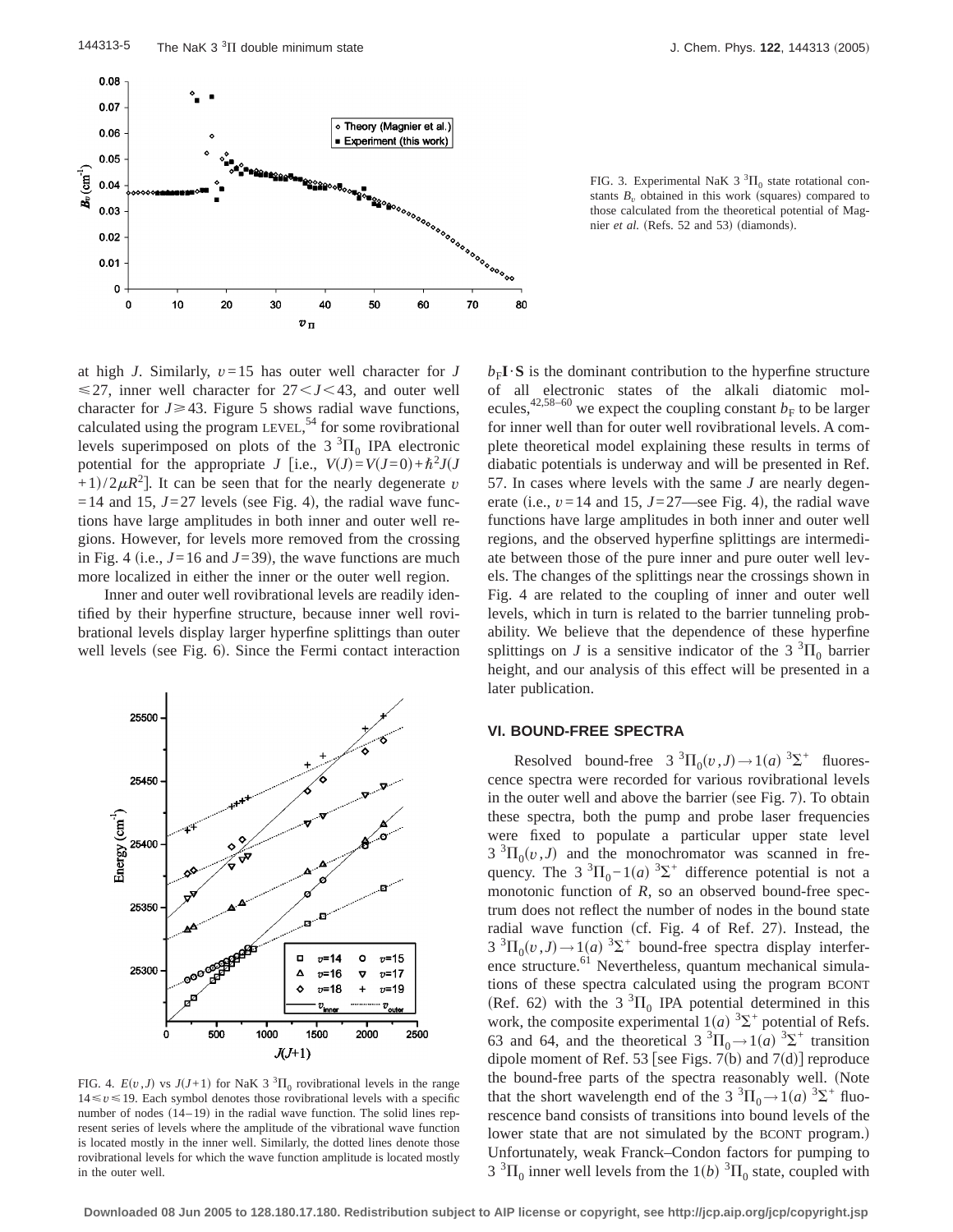FIG. 3. Experimental NaK 3 $^3\Pi_0$ state rotational constants $B_v$ obtained in this work (squares) compared to those calculated from the theoretical potential of Magnier *et al.* (Refs. 52 and 53) (diamonds).

at high $J$. Similarly, $v=15$ has outer well character for $J \leq 27$, inner well character for $27 < J < 43$, and outer well character for $J \geq 43$. Figure 5 shows radial wave functions, calculated using the program LEVEL,[54] for some rovibrational levels superimposed on plots of the 3 $^3\Pi_0$ IPA electronic potential for the appropriate $J$ [i.e., $V(J)=V(J=0)+\hbar^2 J(J+1)/2\mu R^2$]. It can be seen that for the nearly degenerate $v=14$ and 15, $J=27$ levels (see Fig. 4), the radial wave functions have large amplitudes in both inner and outer well regions. However, for levels more removed from the crossing in Fig. 4 (i.e., $J=16$ and $J=39$), the wave functions are much more localized in either the inner or the outer well region.

Inner and outer well rovibrational levels are readily identified by their hyperfine structure, because inner well rovibrational levels display larger hyperfine splittings than outer well levels (see Fig. 6). Since the Fermi contact interaction $b_F \mathbf{I}\cdot\mathbf{S}$ is the dominant contribution to the hyperfine structure of all electronic states of the alkali diatomic molecules,[42,58–60] we expect the coupling constant $b_F$ to be larger for inner well than for outer well rovibrational levels. A complete theoretical model explaining these results in terms of diabatic potentials is underway and will be presented in Ref. 57. In cases where levels with the same $J$ are nearly degenerate (i.e., $v=14$ and 15, $J=27$—see Fig. 4), the radial wave functions have large amplitudes in both inner and outer well regions, and the observed hyperfine splittings are intermediate between those of the pure inner and pure outer well levels. The changes of the splittings near the crossings shown in Fig. 4 are related to the coupling of inner and outer well levels, which in turn is related to the barrier tunneling probability. We believe that the dependence of these hyperfine splittings on $J$ is a sensitive indicator of the 3 $^3\Pi_0$ barrier height, and our analysis of this effect will be presented in a later publication.

FIG. 4. $E(v,J)$ vs $J(J+1)$ for NaK 3 $^3\Pi_0$ rovibrational levels in the range $14 \leq v \leq 19$. Each symbol denotes those rovibrational levels with a specific number of nodes (14–19) in the radial wave function. The solid lines represent series of levels where the amplitude of the vibrational wave function is located mostly in the inner well. Similarly, the dotted lines denote those rovibrational levels for which the wave function amplitude is located mostly in the outer well.

## VI. BOUND-FREE SPECTRA

Resolved bound-free 3 $^3\Pi_0(v,J) \rightarrow 1(a)\ ^3\Sigma^+$ fluorescence spectra were recorded for various rovibrational levels in the outer well and above the barrier (see Fig. 7). To obtain these spectra, both the pump and probe laser frequencies were fixed to populate a particular upper state level 3 $^3\Pi_0(v,J)$ and the monochromator was scanned in frequency. The 3 $^3\Pi_0 - 1(a)\ ^3\Sigma^+$ difference potential is not a monotonic function of $R$, so an observed bound-free spectrum does not reflect the number of nodes in the bound state radial wave function (cf. Fig. 4 of Ref. 27). Instead, the 3 $^3\Pi_0(v,J) \rightarrow 1(a)\ ^3\Sigma^+$ bound-free spectra display interference structure.[61] Nevertheless, quantum mechanical simulations of these spectra calculated using the program BCONT (Ref. 62) with the 3 $^3\Pi_0$ IPA potential determined in this work, the composite experimental $1(a)\ ^3\Sigma^+$ potential of Refs. 63 and 64, and the theoretical 3 $^3\Pi_0 \rightarrow 1(a)\ ^3\Sigma^+$ transition dipole moment of Ref. 53 [see Figs. 7(b) and 7(d)] reproduce the bound-free parts of the spectra reasonably well. (Note that the short wavelength end of the 3 $^3\Pi_0 \rightarrow 1(a)\ ^3\Sigma^+$ fluorescence band consists of transitions into bound levels of the lower state that are not simulated by the BCONT program.) Unfortunately, weak Franck–Condon factors for pumping to 3 $^3\Pi_0$ inner well levels from the $1(b)\ ^3\Pi_0$ state, coupled with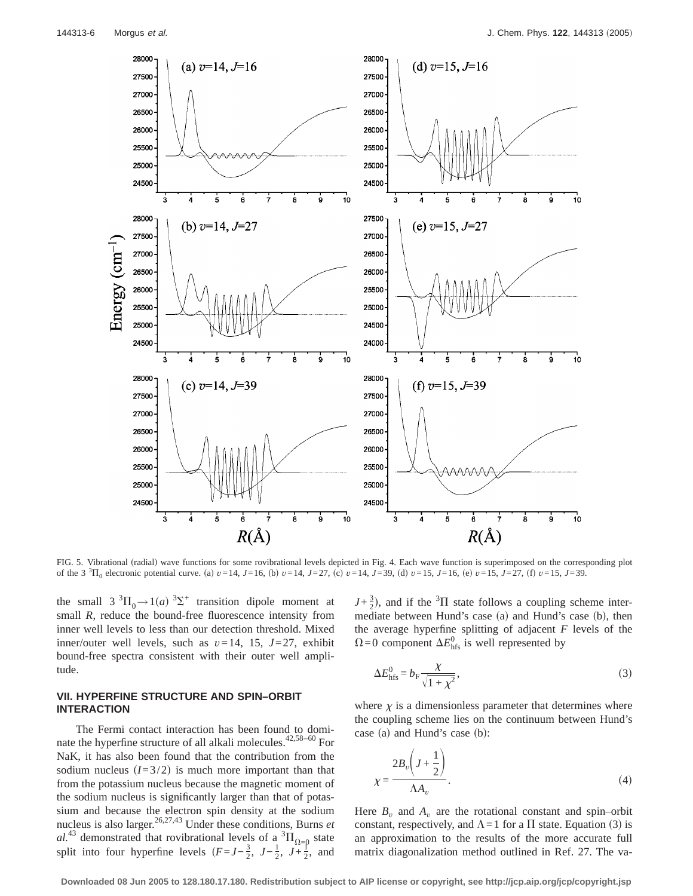FIG. 5. Vibrational (radial) wave functions for some rovibrational levels depicted in Fig. 4. Each wave function is superimposed on the corresponding plot of the $3\,^3\Pi_0$ electronic potential curve. (a) $v=14$, $J=16$, (b) $v=14$, $J=27$, (c) $v=14$, $J=39$, (d) $v=15$, $J=16$, (e) $v=15$, $J=27$, (f) $v=15$, $J=39$.

the small $3\,^3\Pi_0 \rightarrow 1(a)\,^3\Sigma^+$ transition dipole moment at small $R$, reduce the bound-free fluorescence intensity from inner well levels to less than our detection threshold. Mixed inner/outer well levels, such as $v=14$, 15, $J=27$, exhibit bound-free spectra consistent with their outer well amplitude.

## VII. HYPERFINE STRUCTURE AND SPIN–ORBIT INTERACTION

The Fermi contact interaction has been found to dominate the hyperfine structure of all alkali molecules.[42,58–60] For NaK, it has also been found that the contribution from the sodium nucleus $(I=3/2)$ is much more important than that from the potassium nucleus because the magnetic moment of the sodium nucleus is significantly larger than that of potassium and because the electron spin density at the sodium nucleus is also larger.[26,27,43] Under these conditions, Burns *et al.*[43] demonstrated that rovibrational levels of a $^3\Pi_{\Omega=0}$ state split into four hyperfine levels ($F=J-\frac{3}{2}$, $J-\frac{1}{2}$, $J+\frac{1}{2}$, and $J+\frac{3}{2}$), and if the $^3\Pi$ state follows a coupling scheme intermediate between Hund's case (a) and Hund's case (b), then the average hyperfine splitting of adjacent $F$ levels of the $\Omega=0$ component $\Delta E^0_{\rm hfs}$ is well represented by

$$\Delta E^0_{\rm hfs} = b_{\rm F}\frac{\chi}{\sqrt{1+\chi^2}}, \tag{3}$$

where $\chi$ is a dimensionless parameter that determines where the coupling scheme lies on the continuum between Hund's case (a) and Hund's case (b):

$$\chi = \frac{2B_v\left(J+\frac{1}{2}\right)}{\Lambda A_v}. \tag{4}$$

Here $B_v$ and $A_v$ are the rotational constant and spin–orbit constant, respectively, and $\Lambda=1$ for a $\Pi$ state. Equation (3) is an approximation to the results of the more accurate full matrix diagonalization method outlined in Ref. 27. The va-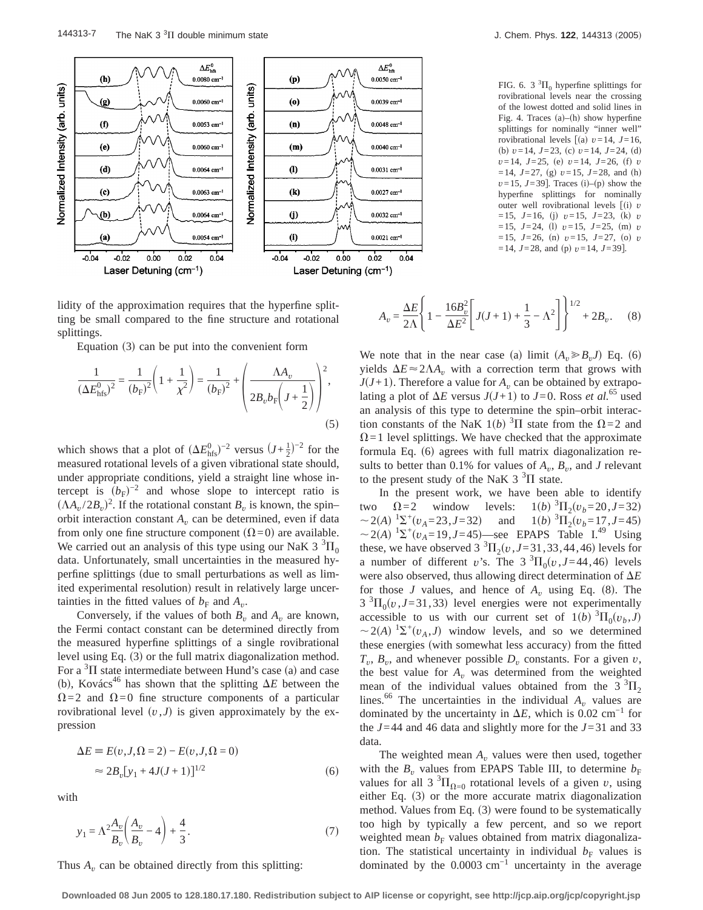FIG. 6. $3\,^3\Pi_0$ hyperfine splittings for rovibrational levels near the crossing of the lowest dotted and solid lines in Fig. 4. Traces (a)–(h) show hyperfine splittings for nominally "inner well" rovibrational levels [(a) $v=14$, $J=16$, (b) $v=14$, $J=23$, (c) $v=14$, $J=24$, (d) $v=14$, $J=25$, (e) $v=14$, $J=26$, (f) $v=14$, $J=27$, (g) $v=15$, $J=28$, and (h) $v=15$, $J=39$]. Traces (i)–(p) show the hyperfine splittings for nominally outer well rovibrational levels [(i) $v=15$, $J=16$, (j) $v=15$, $J=23$, (k) $v=15$, $J=24$, (l) $v=15$, $J=25$, (m) $v=15$, $J=26$, (n) $v=15$, $J=27$, (o) $v=14$, $J=28$, and (p) $v=14$, $J=39$].

lidity of the approximation requires that the hyperfine splitting be small compared to the fine structure and rotational splittings.

Equation (3) can be put into the convenient form

$$\frac{1}{(\Delta E^0_{\rm hfs})^2} = \frac{1}{(b_{\rm F})^2}\left(1+\frac{1}{\chi^2}\right) = \frac{1}{(b_{\rm F})^2} + \left(\frac{\Lambda A_v}{2B_v b_{\rm F}\left(J+\frac{1}{2}\right)}\right)^2, \tag{5}$$

which shows that a plot of $(\Delta E^0_{\rm hfs})^{-2}$ versus $(J+\frac{1}{2})^{-2}$ for the measured rotational levels of a given vibrational state should, under appropriate conditions, yield a straight line whose intercept is $(b_{\rm F})^{-2}$ and whose slope to intercept ratio is $(\Lambda A_v/2B_v)^2$. If the rotational constant $B_v$ is known, the spin–orbit interaction constant $A_v$ can be determined, even if data from only one fine structure component ($\Omega=0$) are available. We carried out an analysis of this type using our NaK $3\,^3\Pi_0$ data. Unfortunately, small uncertainties in the measured hyperfine splittings (due to small perturbations as well as limited experimental resolution) result in relatively large uncertainties in the fitted values of $b_{\rm F}$ and $A_v$.

Conversely, if the values of both $B_v$ and $A_v$ are known, the Fermi contact constant can be determined directly from the measured hyperfine splittings of a single rovibrational level using Eq. (3) or the full matrix diagonalization method. For a $^3\Pi$ state intermediate between Hund's case (a) and case (b), Kovács[46] has shown that the splitting $\Delta E$ between the $\Omega=2$ and $\Omega=0$ fine structure components of a particular rovibrational level $(v,J)$ is given approximately by the expression

$$\Delta E \equiv E(v,J,\Omega=2) - E(v,J,\Omega=0) \approx 2B_v[y_1 + 4J(J+1)]^{1/2} \tag{6}$$

with

$$y_1 = \Lambda^2 \frac{A_v}{B_v}\left(\frac{A_v}{B_v} - 4\right) + \frac{4}{3}. \tag{7}$$

Thus $A_v$ can be obtained directly from this splitting:

$$A_v = \frac{\Delta E}{2\Lambda}\left\{1 - \frac{16B_v^2}{\Delta E^2}\left[J(J+1) + \frac{1}{3} - \Lambda^2\right]\right\}^{1/2} + 2B_v. \tag{8}$$

We note that in the near case (a) limit ($A_v \gg B_v J$) Eq. (6) yields $\Delta E \approx 2\Lambda A_v$ with a correction term that grows with $J(J+1)$. Therefore a value for $A_v$ can be obtained by extrapolating a plot of $\Delta E$ versus $J(J+1)$ to $J=0$. Ross *et al.*[65] used an analysis of this type to determine the spin–orbit interaction constants of the NaK $1(b)\,^3\Pi$ state from the $\Omega=2$ and $\Omega=1$ level splittings. We have checked that the approximate formula Eq. (6) agrees with full matrix diagonalization results to better than 0.1% for values of $A_v$, $B_v$, and $J$ relevant to the present study of the NaK $3\,^3\Pi$ state.

In the present work, we have been able to identify two $\Omega=2$ window levels: $1(b)\,^3\Pi_2(v_b=20, J=32) \sim 2(A)\,^1\Sigma^+(v_A=23, J=32)$ and $1(b)\,^3\Pi_2(v_b=17, J=45) \sim 2(A)\,^1\Sigma^+(v_A=19, J=45)$—see EPAPS Table I.[49] Using these, we have observed $3\,^3\Pi_2(v, J=31,33,44,46)$ levels for a number of different $v$'s. The $3\,^3\Pi_0(v, J=44,46)$ levels were also observed, thus allowing direct determination of $\Delta E$ for those $J$ values, and hence of $A_v$ using Eq. (8). The $3\,^3\Pi_0(v, J=31,33)$ level energies were not experimentally accessible to us with our current set of $1(b)\,^3\Pi_0(v_b, J) \sim 2(A)\,^1\Sigma^+(v_A, J)$ window levels, and so we determined these energies (with somewhat less accuracy) from the fitted $T_v$, $B_v$, and whenever possible $D_v$ constants. For a given $v$, the best value for $A_v$ was determined from the weighted mean of the individual values obtained from the $3\,^3\Pi_2$ lines.[66] The uncertainties in the individual $A_v$ values are dominated by the uncertainty in $\Delta E$, which is 0.02 cm$^{-1}$ for the $J=44$ and 46 data and slightly more for the $J=31$ and 33 data.

The weighted mean $A_v$ values were then used, together with the $B_v$ values from EPAPS Table III, to determine $b_{\rm F}$ values for all $3\,^3\Pi_{\Omega=0}$ rotational levels of a given $v$, using either Eq. (3) or the more accurate matrix diagonalization method. Values from Eq. (3) were found to be systematically too high by typically a few percent, and so we report weighted mean $b_{\rm F}$ values obtained from matrix diagonalization. The statistical uncertainty in individual $b_{\rm F}$ values is dominated by the 0.0003 cm$^{-1}$ uncertainty in the average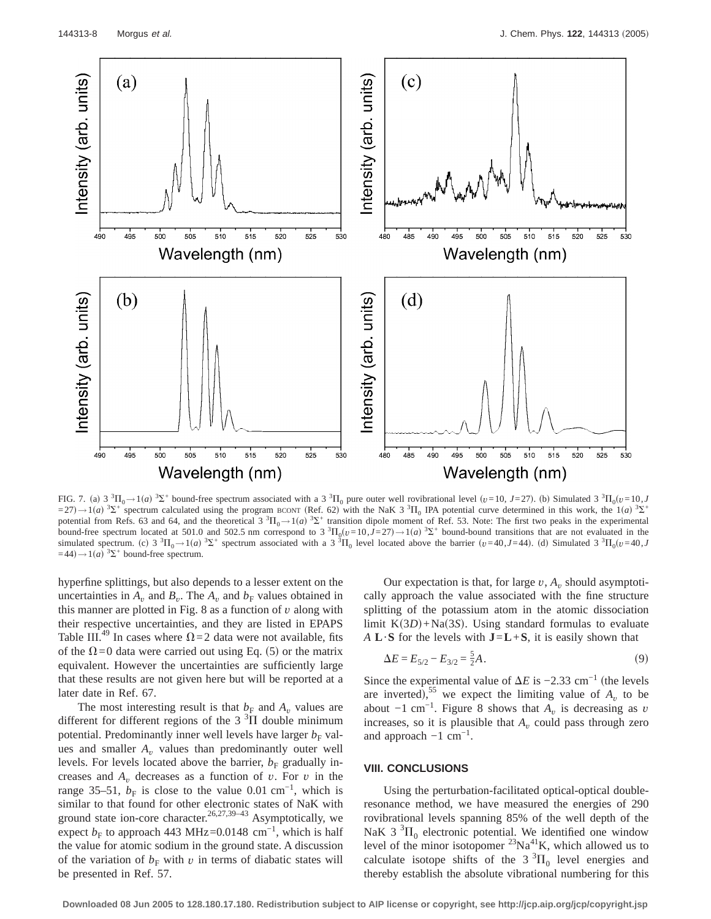FIG. 7. (a) $3\,^3\Pi_0 \rightarrow 1(a)\,^3\Sigma^+$ bound-free spectrum associated with a $3\,^3\Pi_0$ pure outer well rovibrational level ($v=10$, $J=27$). (b) Simulated $3\,^3\Pi_0(v=10, J=27) \rightarrow 1(a)\,^3\Sigma^+$ spectrum calculated using the program BCONT (Ref. 62) with the NaK $3\,^3\Pi_0$ IPA potential curve determined in this work, the $1(a)\,^3\Sigma^+$ potential from Refs. 63 and 64, and the theoretical $3\,^3\Pi_0 \rightarrow 1(a)\,^3\Sigma^+$ transition dipole moment of Ref. 53. Note: The first two peaks in the experimental bound-free spectrum located at 501.0 and 502.5 nm correspond to $3\,^3\Pi_0(v=10, J=27) \rightarrow 1(a)\,^3\Sigma^+$ bound-bound transitions that are not evaluated in the simulated spectrum. (c) $3\,^3\Pi_0 \rightarrow 1(a)\,^3\Sigma^+$ spectrum associated with a $3\,^3\Pi_0$ level located above the barrier ($v=40, J=44$). (d) Simulated $3\,^3\Pi_0(v=40, J=44) \rightarrow 1(a)\,^3\Sigma^+$ bound-free spectrum.

hyperfine splittings, but also depends to a lesser extent on the uncertainties in $A_v$ and $B_v$. The $A_v$ and $b_F$ values obtained in this manner are plotted in Fig. 8 as a function of $v$ along with their respective uncertainties, and they are listed in EPAPS Table III.[49] In cases where $\Omega=2$ data were not available, fits of the $\Omega=0$ data were carried out using Eq. (5) or the matrix equivalent. However the uncertainties are sufficiently large that these results are not given here but will be reported at a later date in Ref. 67.

The most interesting result is that $b_F$ and $A_v$ values are different for different regions of the $3\,^3\Pi$ double minimum potential. Predominantly inner well levels have larger $b_F$ values and smaller $A_v$ values than predominantly outer well levels. For levels located above the barrier, $b_F$ gradually increases and $A_v$ decreases as a function of $v$. For $v$ in the range 35–51, $b_F$ is close to the value $0.01\ \text{cm}^{-1}$, which is similar to that found for other electronic states of NaK with ground state ion-core character.[26,27,39–43] Asymptotically, we expect $b_F$ to approach 443 MHz$=0.0148\ \text{cm}^{-1}$, which is half the value for atomic sodium in the ground state. A discussion of the variation of $b_F$ with $v$ in terms of diabatic states will be presented in Ref. 57.

Our expectation is that, for large $v$, $A_v$ should asymptotically approach the value associated with the fine structure splitting of the potassium atom in the atomic dissociation limit K(3*D*)+Na(3*S*). Using standard formulas to evaluate $A\,\mathbf{L}\cdot\mathbf{S}$ for the levels with $\mathbf{J}=\mathbf{L}+\mathbf{S}$, it is easily shown that

$$\Delta E = E_{5/2} - E_{3/2} = \tfrac{5}{2}A. \tag{9}$$

Since the experimental value of $\Delta E$ is $-2.33\ \text{cm}^{-1}$ (the levels are inverted),[55] we expect the limiting value of $A_v$ to be about $-1\ \text{cm}^{-1}$. Figure 8 shows that $A_v$ is decreasing as $v$ increases, so it is plausible that $A_v$ could pass through zero and approach $-1\ \text{cm}^{-1}$.

## VIII. CONCLUSIONS

Using the perturbation-facilitated optical-optical double-resonance method, we have measured the energies of 290 rovibrational levels spanning 85% of the well depth of the NaK $3\,^3\Pi_0$ electronic potential. We identified one window level of the minor isotopomer $^{23}$Na$^{41}$K, which allowed us to calculate isotope shifts of the $3\,^3\Pi_0$ level energies and thereby establish the absolute vibrational numbering for this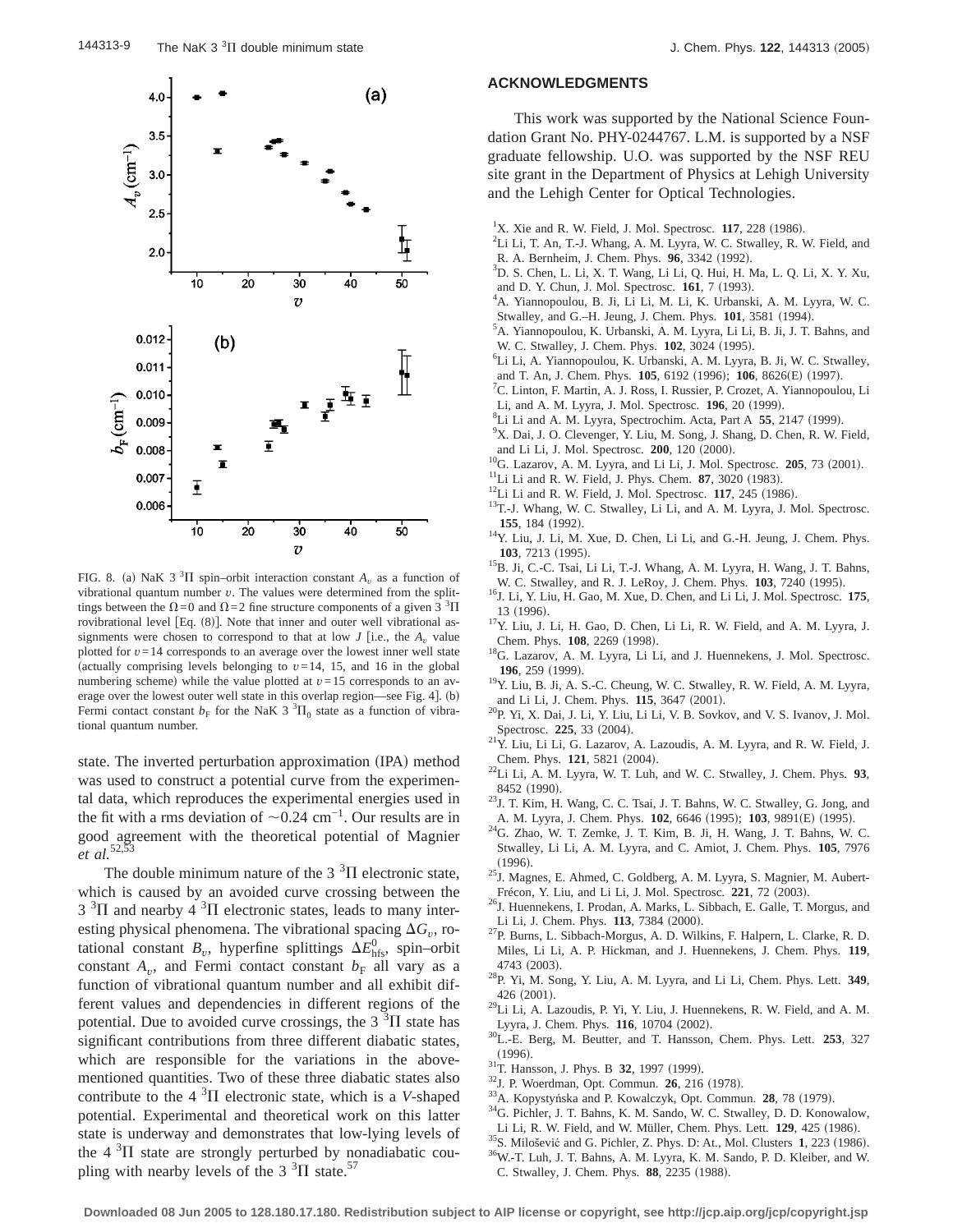FIG. 8. (a) NaK 3 $^3\Pi$ spin–orbit interaction constant $A_v$ as a function of vibrational quantum number $v$. The values were determined from the splittings between the $\Omega=0$ and $\Omega=2$ fine structure components of a given 3 $^3\Pi$ rovibrational level [Eq. (8)]. Note that inner and outer well vibrational assignments were chosen to correspond to that at low $J$ [i.e., the $A_v$ value plotted for $v=14$ corresponds to an average over the lowest inner well state (actually comprising levels belonging to $v=14$, 15, and 16 in the global numbering scheme) while the value plotted at $v=15$ corresponds to an average over the lowest outer well state in this overlap region—see Fig. 4]. (b) Fermi contact constant $b_F$ for the NaK 3 $^3\Pi_0$ state as a function of vibrational quantum number.

state. The inverted perturbation approximation (IPA) method was used to construct a potential curve from the experimental data, which reproduces the experimental energies used in the fit with a rms deviation of $\sim 0.24$ cm$^{-1}$. Our results are in good agreement with the theoretical potential of Magnier *et al.*[52,53]

The double minimum nature of the 3 $^3\Pi$ electronic state, which is caused by an avoided curve crossing between the 3 $^3\Pi$ and nearby 4 $^3\Pi$ electronic states, leads to many interesting physical phenomena. The vibrational spacing $\Delta G_v$, rotational constant $B_v$, hyperfine splittings $\Delta E^0_{\mathrm{hfs}}$, spin–orbit constant $A_v$, and Fermi contact constant $b_F$ all vary as a function of vibrational quantum number and all exhibit different values and dependencies in different regions of the potential. Due to avoided curve crossings, the 3 $^3\Pi$ state has significant contributions from three different diabatic states, which are responsible for the variations in the above-mentioned quantities. Two of these three diabatic states also contribute to the 4 $^3\Pi$ electronic state, which is a *V*-shaped potential. Experimental and theoretical work on this latter state is underway and demonstrates that low-lying levels of the 4 $^3\Pi$ state are strongly perturbed by nonadiabatic coupling with nearby levels of the 3 $^3\Pi$ state.[57]

## ACKNOWLEDGMENTS

This work was supported by the National Science Foundation Grant No. PHY-0244767. L.M. is supported by a NSF graduate fellowship. U.O. was supported by the NSF REU site grant in the Department of Physics at Lehigh University and the Lehigh Center for Optical Technologies.

[1] X. Xie and R. W. Field, J. Mol. Spectrosc. **117**, 228 (1986).
[2] Li Li, T. An, T.-J. Whang, A. M. Lyyra, W. C. Stwalley, R. W. Field, and R. A. Bernheim, J. Chem. Phys. **96**, 3342 (1992).
[3] D. S. Chen, L. Li, X. T. Wang, Li Li, Q. Hui, H. Ma, L. Q. Li, X. Y. Xu, and D. Y. Chun, J. Mol. Spectrosc. **161**, 7 (1993).
[4] A. Yiannopoulou, B. Ji, Li Li, M. Li, K. Urbanski, A. M. Lyyra, W. C. Stwalley, and G.–H. Jeung, J. Chem. Phys. **101**, 3581 (1994).
[5] A. Yiannopoulou, K. Urbanski, A. M. Lyyra, Li Li, B. Ji, J. T. Bahns, and W. C. Stwalley, J. Chem. Phys. **102**, 3024 (1995).
[6] Li Li, A. Yiannopoulou, K. Urbanski, A. M. Lyyra, B. Ji, W. C. Stwalley, and T. An, J. Chem. Phys. **105**, 6192 (1996); **106**, 8626(E) (1997).
[7] C. Linton, F. Martin, A. J. Ross, I. Russier, P. Crozet, A. Yiannopoulou, Li Li, and A. M. Lyyra, J. Mol. Spectrosc. **196**, 20 (1999).
[8] Li Li and A. M. Lyyra, Spectrochim. Acta, Part A **55**, 2147 (1999).
[9] X. Dai, J. O. Clevenger, Y. Liu, M. Song, J. Shang, D. Chen, R. W. Field, and Li Li, J. Mol. Spectrosc. **200**, 120 (2000).
[10] G. Lazarov, A. M. Lyyra, and Li Li, J. Mol. Spectrosc. **205**, 73 (2001).
[11] Li Li and R. W. Field, J. Phys. Chem. **87**, 3020 (1983).
[12] Li Li and R. W. Field, J. Mol. Spectrosc. **117**, 245 (1986).
[13] T.-J. Whang, W. C. Stwalley, Li Li, and A. M. Lyyra, J. Mol. Spectrosc. **155**, 184 (1992).
[14] Y. Liu, J. Li, M. Xue, D. Chen, Li Li, and G.-H. Jeung, J. Chem. Phys. **103**, 7213 (1995).
[15] B. Ji, C.-C. Tsai, Li Li, T.-J. Whang, A. M. Lyyra, H. Wang, J. T. Bahns, W. C. Stwalley, and R. J. LeRoy, J. Chem. Phys. **103**, 7240 (1995).
[16] J. Li, Y. Liu, H. Gao, M. Xue, D. Chen, and Li Li, J. Mol. Spectrosc. **175**, 13 (1996).
[17] Y. Liu, J. Li, H. Gao, D. Chen, Li Li, R. W. Field, and A. M. Lyyra, J. Chem. Phys. **108**, 2269 (1998).
[18] G. Lazarov, A. M. Lyyra, Li Li, and J. Huennekens, J. Mol. Spectrosc. **196**, 259 (1999).
[19] Y. Liu, B. Ji, A. S.-C. Cheung, W. C. Stwalley, R. W. Field, A. M. Lyyra, and Li Li, J. Chem. Phys. **115**, 3647 (2001).
[20] P. Yi, X. Dai, J. Li, Y. Liu, Li Li, V. B. Sovkov, and V. S. Ivanov, J. Mol. Spectrosc. **225**, 33 (2004).
[21] Y. Liu, Li Li, G. Lazarov, A. Lazoudis, A. M. Lyyra, and R. W. Field, J. Chem. Phys. **121**, 5821 (2004).
[22] Li Li, A. M. Lyyra, W. T. Luh, and W. C. Stwalley, J. Chem. Phys. **93**, 8452 (1990).
[23] J. T. Kim, H. Wang, C. C. Tsai, J. T. Bahns, W. C. Stwalley, G. Jong, and A. M. Lyyra, J. Chem. Phys. **102**, 6646 (1995); **103**, 9891(E) (1995).
[24] G. Zhao, W. T. Zemke, J. T. Kim, B. Ji, H. Wang, J. T. Bahns, W. C. Stwalley, Li Li, A. M. Lyyra, and C. Amiot, J. Chem. Phys. **105**, 7976 (1996).
[25] J. Magnes, E. Ahmed, C. Goldberg, A. M. Lyyra, S. Magnier, M. Aubert-Frécon, Y. Liu, and Li Li, J. Mol. Spectrosc. **221**, 72 (2003).
[26] J. Huennekens, I. Prodan, A. Marks, L. Sibbach, E. Galle, T. Morgus, and Li Li, J. Chem. Phys. **113**, 7384 (2000).
[27] P. Burns, L. Sibbach-Morgus, A. D. Wilkins, F. Halpern, L. Clarke, R. D. Miles, Li Li, A. P. Hickman, and J. Huennekens, J. Chem. Phys. **119**, 4743 (2003).
[28] P. Yi, M. Song, Y. Liu, A. M. Lyyra, and Li Li, Chem. Phys. Lett. **349**, 426 (2001).
[29] Li Li, A. Lazoudis, P. Yi, Y. Liu, J. Huennekens, R. W. Field, and A. M. Lyyra, J. Chem. Phys. **116**, 10704 (2002).
[30] L.-E. Berg, M. Beutter, and T. Hansson, Chem. Phys. Lett. **253**, 327 (1996).
[31] T. Hansson, J. Phys. B **32**, 1997 (1999).
[32] J. P. Woerdman, Opt. Commun. **26**, 216 (1978).
[33] A. Kopystyńska and P. Kowalczyk, Opt. Commun. **28**, 78 (1979).
[34] G. Pichler, J. T. Bahns, K. M. Sando, W. C. Stwalley, D. D. Konowalow, Li Li, R. W. Field, and W. Müller, Chem. Phys. Lett. **129**, 425 (1986).
[35] S. Milošević and G. Pichler, Z. Phys. D: At., Mol. Clusters **1**, 223 (1986).
[36] W.-T. Luh, J. T. Bahns, A. M. Lyyra, K. M. Sando, P. D. Kleiber, and W. C. Stwalley, J. Chem. Phys. **88**, 2235 (1988).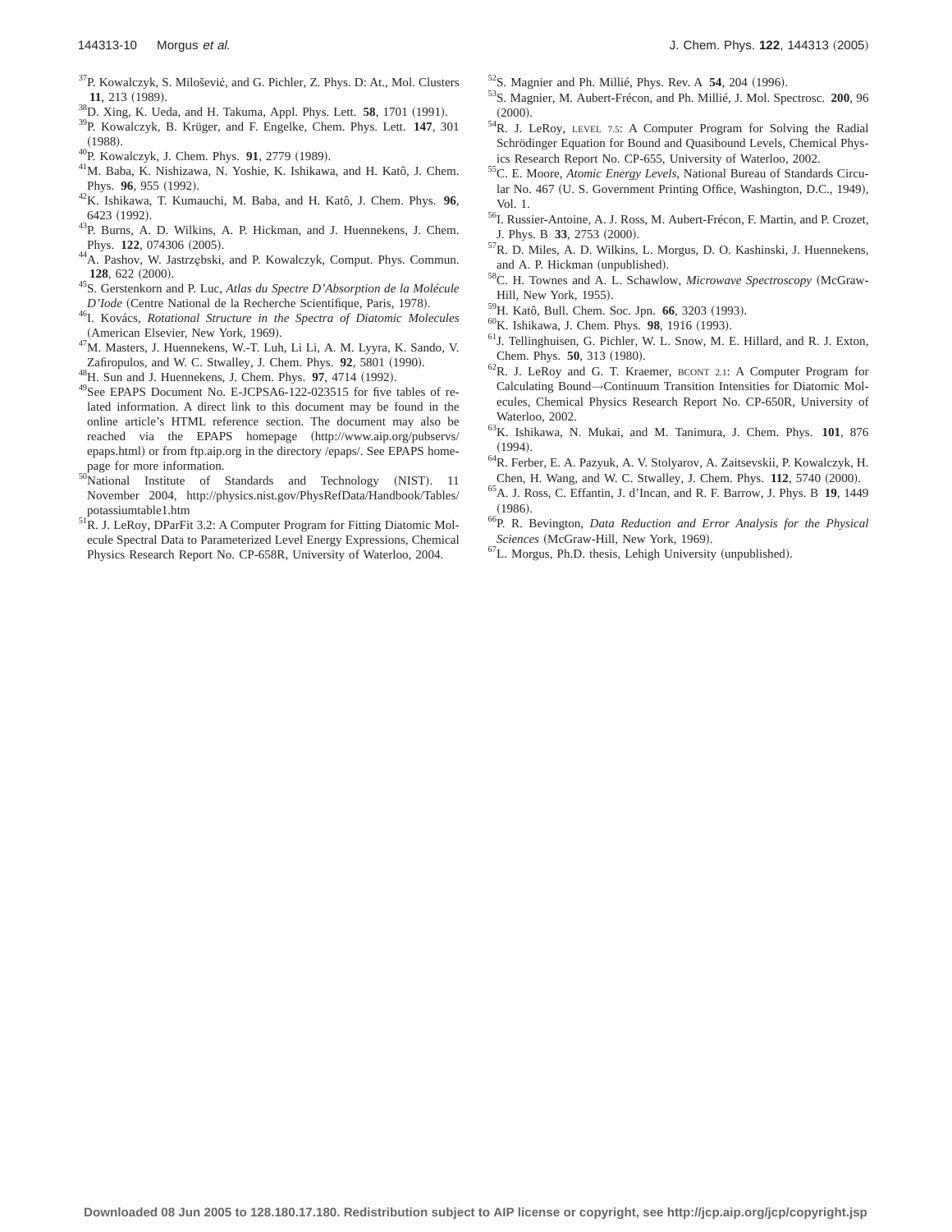[37] P. Kowalczyk, S. Milošević, and G. Pichler, Z. Phys. D: At., Mol. Clusters **11**, 213 (1989).

[38] D. Xing, K. Ueda, and H. Takuma, Appl. Phys. Lett. **58**, 1701 (1991).

[39] P. Kowalczyk, B. Krüger, and F. Engelke, Chem. Phys. Lett. **147**, 301 (1988).

[40] P. Kowalczyk, J. Chem. Phys. **91**, 2779 (1989).

[41] M. Baba, K. Nishizawa, N. Yoshie, K. Ishikawa, and H. Katô, J. Chem. Phys. **96**, 955 (1992).

[42] K. Ishikawa, T. Kumauchi, M. Baba, and H. Katô, J. Chem. Phys. **96**, 6423 (1992).

[43] P. Burns, A. D. Wilkins, A. P. Hickman, and J. Huennekens, J. Chem. Phys. **122**, 074306 (2005).

[44] A. Pashov, W. Jastrzębski, and P. Kowalczyk, Comput. Phys. Commun. **128**, 622 (2000).

[45] S. Gerstenkorn and P. Luc, *Atlas du Spectre D'Absorption de la Molécule D'Iode* (Centre National de la Recherche Scientifique, Paris, 1978).

[46] I. Kovács, *Rotational Structure in the Spectra of Diatomic Molecules* (American Elsevier, New York, 1969).

[47] M. Masters, J. Huennekens, W.-T. Luh, Li Li, A. M. Lyyra, K. Sando, V. Zafiropulos, and W. C. Stwalley, J. Chem. Phys. **92**, 5801 (1990).

[48] H. Sun and J. Huennekens, J. Chem. Phys. **97**, 4714 (1992).

[49] See EPAPS Document No. E-JCPSA6-122-023515 for five tables of related information. A direct link to this document may be found in the online article's HTML reference section. The document may also be reached via the EPAPS homepage (http://www.aip.org/pubservs/epaps.html) or from ftp.aip.org in the directory /epaps/. See EPAPS homepage for more information.

[50] National Institute of Standards and Technology (NIST). 11 November 2004, http://physics.nist.gov/PhysRefData/Handbook/Tables/potassiumtable1.htm

[51] R. J. LeRoy, DParFit 3.2: A Computer Program for Fitting Diatomic Molecule Spectral Data to Parameterized Level Energy Expressions, Chemical Physics Research Report No. CP-658R, University of Waterloo, 2004.

[52] S. Magnier and Ph. Millié, Phys. Rev. A **54**, 204 (1996).

[53] S. Magnier, M. Aubert-Frécon, and Ph. Millié, J. Mol. Spectrosc. **200**, 96 (2000).

[54] R. J. LeRoy, LEVEL 7.5: A Computer Program for Solving the Radial Schrödinger Equation for Bound and Quasibound Levels, Chemical Physics Research Report No. CP-655, University of Waterloo, 2002.

[55] C. E. Moore, *Atomic Energy Levels*, National Bureau of Standards Circular No. 467 (U. S. Government Printing Office, Washington, D.C., 1949), Vol. 1.

[56] I. Russier-Antoine, A. J. Ross, M. Aubert-Frécon, F. Martin, and P. Crozet, J. Phys. B **33**, 2753 (2000).

[57] R. D. Miles, A. D. Wilkins, L. Morgus, D. O. Kashinski, J. Huennekens, and A. P. Hickman (unpublished).

[58] C. H. Townes and A. L. Schawlow, *Microwave Spectroscopy* (McGraw-Hill, New York, 1955).

[59] H. Katô, Bull. Chem. Soc. Jpn. **66**, 3203 (1993).

[60] K. Ishikawa, J. Chem. Phys. **98**, 1916 (1993).

[61] J. Tellinghuisen, G. Pichler, W. L. Snow, M. E. Hillard, and R. J. Exton, Chem. Phys. **50**, 313 (1980).

[62] R. J. LeRoy and G. T. Kraemer, BCONT 2.1: A Computer Program for Calculating Bound→Continuum Transition Intensities for Diatomic Molecules, Chemical Physics Research Report No. CP-650R, University of Waterloo, 2002.

[63] K. Ishikawa, N. Mukai, and M. Tanimura, J. Chem. Phys. **101**, 876 (1994).

[64] R. Ferber, E. A. Pazyuk, A. V. Stolyarov, A. Zaitsevskii, P. Kowalczyk, H. Chen, H. Wang, and W. C. Stwalley, J. Chem. Phys. **112**, 5740 (2000).

[65] A. J. Ross, C. Effantin, J. d'Incan, and R. F. Barrow, J. Phys. B **19**, 1449 (1986).

[66] P. R. Bevington, *Data Reduction and Error Analysis for the Physical Sciences* (McGraw-Hill, New York, 1969).

[67] L. Morgus, Ph.D. thesis, Lehigh University (unpublished).